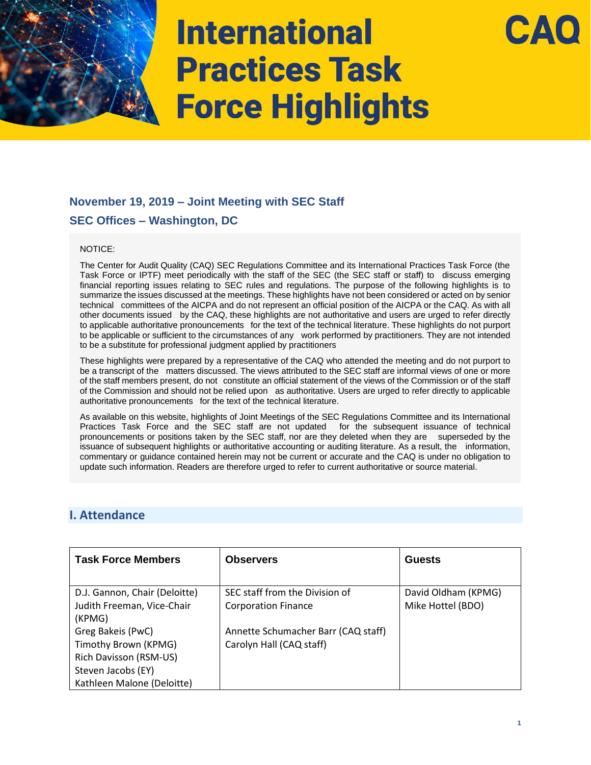# International Practices Task Force Highlights

CAQ

## November 19, 2019 – Joint Meeting with SEC Staff

## SEC Offices – Washington, DC

NOTICE:

The Center for Audit Quality (CAQ) SEC Regulations Committee and its International Practices Task Force (the Task Force or IPTF) meet periodically with the staff of the SEC (the SEC staff or staff) to discuss emerging financial reporting issues relating to SEC rules and regulations. The purpose of the following highlights is to summarize the issues discussed at the meetings. These highlights have not been considered or acted on by senior technical committees of the AICPA and do not represent an official position of the AICPA or the CAQ. As with all other documents issued by the CAQ, these highlights are not authoritative and users are urged to refer directly to applicable authoritative pronouncements for the text of the technical literature. These highlights do not purport to be applicable or sufficient to the circumstances of any work performed by practitioners. They are not intended to be a substitute for professional judgment applied by practitioners

These highlights were prepared by a representative of the CAQ who attended the meeting and do not purport to be a transcript of the matters discussed. The views attributed to the SEC staff are informal views of one or more of the staff members present, do not constitute an official statement of the views of the Commission or of the staff of the Commission and should not be relied upon as authoritative. Users are urged to refer directly to applicable authoritative pronouncements for the text of the technical literature.

As available on this website, highlights of Joint Meetings of the SEC Regulations Committee and its International Practices Task Force and the SEC staff are not updated for the subsequent issuance of technical pronouncements or positions taken by the SEC staff, nor are they deleted when they are superseded by the issuance of subsequent highlights or authoritative accounting or auditing literature. As a result, the information, commentary or guidance contained herein may not be current or accurate and the CAQ is under no obligation to update such information. Readers are therefore urged to refer to current authoritative or source material.

## I. Attendance

| Task Force Members | Observers | Guests |
| --- | --- | --- |
| D.J. Gannon, Chair (Deloitte)<br>Judith Freeman, Vice-Chair (KPMG)<br>Greg Bakeis (PwC)<br>Timothy Brown (KPMG)<br>Rich Davisson (RSM-US)<br>Steven Jacobs (EY)<br>Kathleen Malone (Deloitte) | SEC staff from the Division of Corporation Finance<br><br>Annette Schumacher Barr (CAQ staff)<br>Carolyn Hall (CAQ staff) | David Oldham (KPMG)<br>Mike Hottel (BDO) |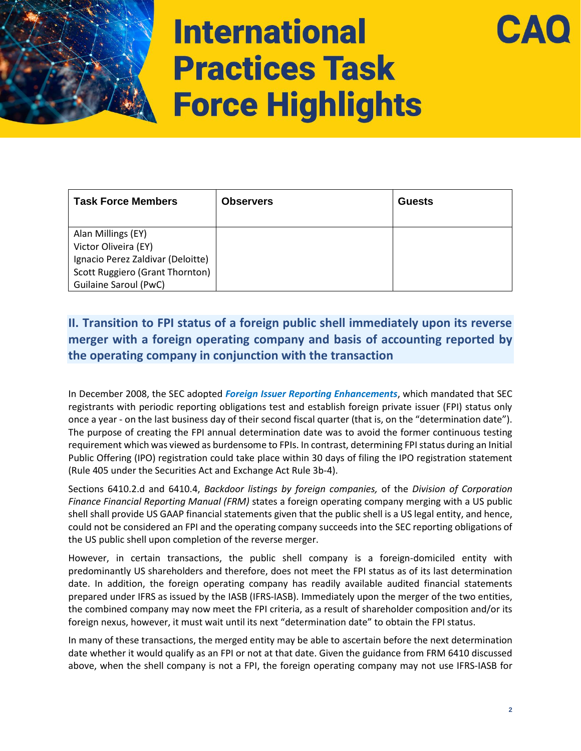# International Practices Task Force Highlights

| Task Force Members | Observers | Guests |
|---|---|---|
| Alan Millings (EY)<br>Victor Oliveira (EY)<br>Ignacio Perez Zaldivar (Deloitte)<br>Scott Ruggiero (Grant Thornton)<br>Guilaine Saroul (PwC) | | |

## II. Transition to FPI status of a foreign public shell immediately upon its reverse merger with a foreign operating company and basis of accounting reported by the operating company in conjunction with the transaction

In December 2008, the SEC adopted ***Foreign Issuer Reporting Enhancements***, which mandated that SEC registrants with periodic reporting obligations test and establish foreign private issuer (FPI) status only once a year - on the last business day of their second fiscal quarter (that is, on the "determination date"). The purpose of creating the FPI annual determination date was to avoid the former continuous testing requirement which was viewed as burdensome to FPIs. In contrast, determining FPI status during an Initial Public Offering (IPO) registration could take place within 30 days of filing the IPO registration statement (Rule 405 under the Securities Act and Exchange Act Rule 3b-4).

Sections 6410.2.d and 6410.4, *Backdoor listings by foreign companies,* of the *Division of Corporation Finance Financial Reporting Manual (FRM)* states a foreign operating company merging with a US public shell shall provide US GAAP financial statements given that the public shell is a US legal entity, and hence, could not be considered an FPI and the operating company succeeds into the SEC reporting obligations of the US public shell upon completion of the reverse merger.

However, in certain transactions, the public shell company is a foreign-domiciled entity with predominantly US shareholders and therefore, does not meet the FPI status as of its last determination date. In addition, the foreign operating company has readily available audited financial statements prepared under IFRS as issued by the IASB (IFRS-IASB). Immediately upon the merger of the two entities, the combined company may now meet the FPI criteria, as a result of shareholder composition and/or its foreign nexus, however, it must wait until its next "determination date" to obtain the FPI status.

In many of these transactions, the merged entity may be able to ascertain before the next determination date whether it would qualify as an FPI or not at that date. Given the guidance from FRM 6410 discussed above, when the shell company is not a FPI, the foreign operating company may not use IFRS-IASB for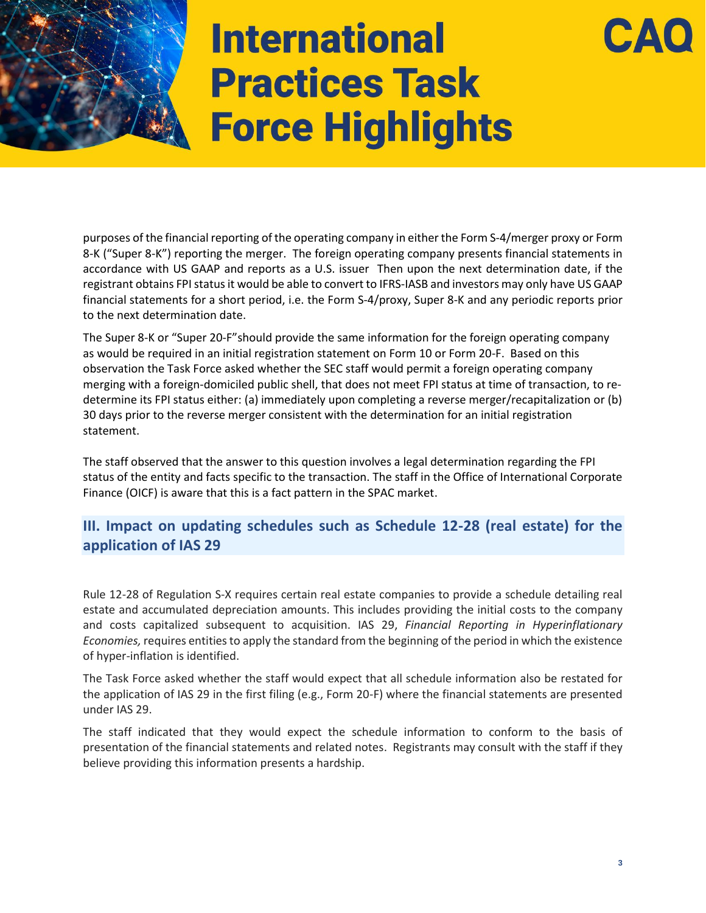purposes of the financial reporting of the operating company in either the Form S-4/merger proxy or Form 8-K ("Super 8-K") reporting the merger. The foreign operating company presents financial statements in accordance with US GAAP and reports as a U.S. issuer Then upon the next determination date, if the registrant obtains FPI status it would be able to convert to IFRS-IASB and investors may only have US GAAP financial statements for a short period, i.e. the Form S-4/proxy, Super 8-K and any periodic reports prior to the next determination date.

The Super 8-K or "Super 20-F"should provide the same information for the foreign operating company as would be required in an initial registration statement on Form 10 or Form 20-F. Based on this observation the Task Force asked whether the SEC staff would permit a foreign operating company merging with a foreign-domiciled public shell, that does not meet FPI status at time of transaction, to re-determine its FPI status either: (a) immediately upon completing a reverse merger/recapitalization or (b) 30 days prior to the reverse merger consistent with the determination for an initial registration statement.

The staff observed that the answer to this question involves a legal determination regarding the FPI status of the entity and facts specific to the transaction. The staff in the Office of International Corporate Finance (OICF) is aware that this is a fact pattern in the SPAC market.

## III. Impact on updating schedules such as Schedule 12-28 (real estate) for the application of IAS 29

Rule 12-28 of Regulation S-X requires certain real estate companies to provide a schedule detailing real estate and accumulated depreciation amounts. This includes providing the initial costs to the company and costs capitalized subsequent to acquisition. IAS 29, *Financial Reporting in Hyperinflationary Economies,* requires entities to apply the standard from the beginning of the period in which the existence of hyper-inflation is identified.

The Task Force asked whether the staff would expect that all schedule information also be restated for the application of IAS 29 in the first filing (e.g., Form 20-F) where the financial statements are presented under IAS 29.

The staff indicated that they would expect the schedule information to conform to the basis of presentation of the financial statements and related notes. Registrants may consult with the staff if they believe providing this information presents a hardship.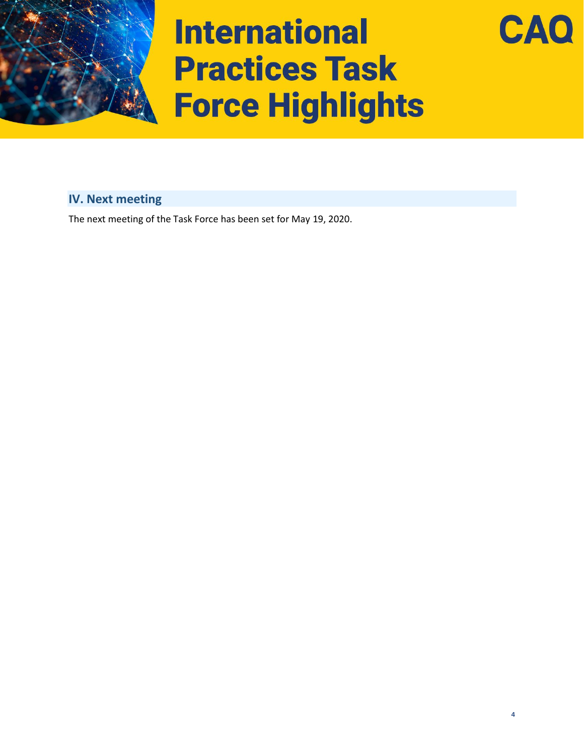## IV. Next meeting

The next meeting of the Task Force has been set for May 19, 2020.